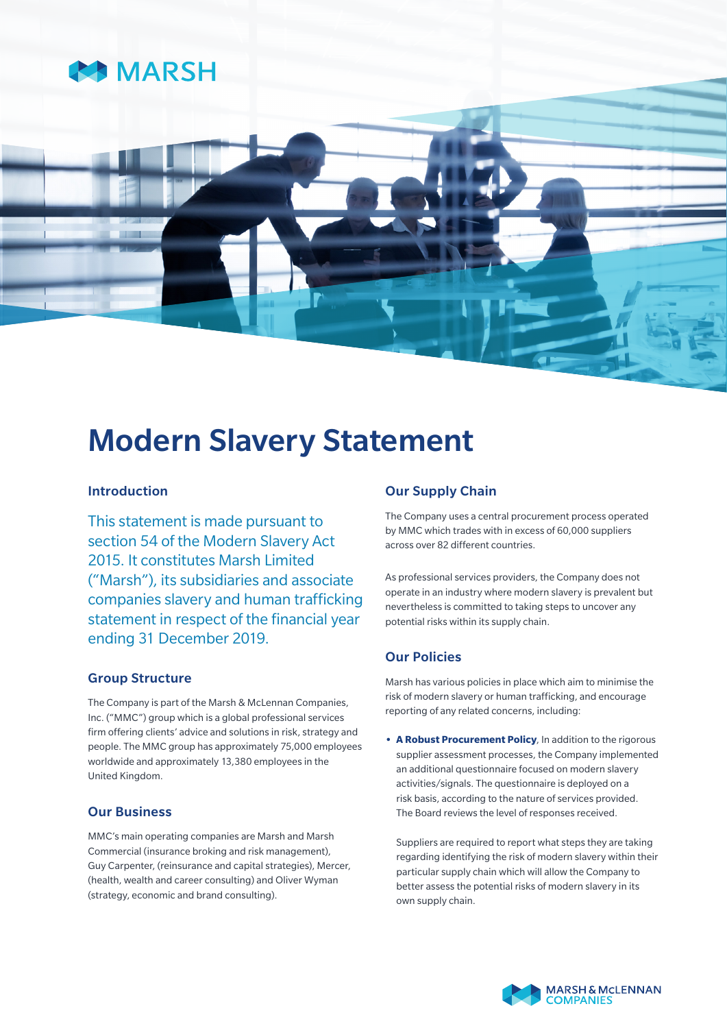MARSH

# Modern Slavery Statement

## Introduction

This statement is made pursuant to section 54 of the Modern Slavery Act 2015. It constitutes Marsh Limited ("Marsh"), its subsidiaries and associate companies slavery and human trafficking statement in respect of the financial year ending 31 December 2019.

## Group Structure

The Company is part of the Marsh & McLennan Companies, Inc. ("MMC") group which is a global professional services firm offering clients' advice and solutions in risk, strategy and people. The MMC group has approximately 75,000 employees worldwide and approximately 13,380 employees in the United Kingdom.

## Our Business

MMC's main operating companies are Marsh and Marsh Commercial (insurance broking and risk management), Guy Carpenter, (reinsurance and capital strategies), Mercer, (health, wealth and career consulting) and Oliver Wyman (strategy, economic and brand consulting).

## Our Supply Chain

The Company uses a central procurement process operated by MMC which trades with in excess of 60,000 suppliers across over 82 different countries.

As professional services providers, the Company does not operate in an industry where modern slavery is prevalent but nevertheless is committed to taking steps to uncover any potential risks within its supply chain.

## Our Policies

Marsh has various policies in place which aim to minimise the risk of modern slavery or human trafficking, and encourage reporting of any related concerns, including:

- **A Robust Procurement Policy**, In addition to the rigorous supplier assessment processes, the Company implemented an additional questionnaire focused on modern slavery activities/signals. The questionnaire is deployed on a risk basis, according to the nature of services provided. The Board reviews the level of responses received.

  Suppliers are required to report what steps they are taking regarding identifying the risk of modern slavery within their particular supply chain which will allow the Company to better assess the potential risks of modern slavery in its own supply chain.

MARSH & McLENNAN COMPANIES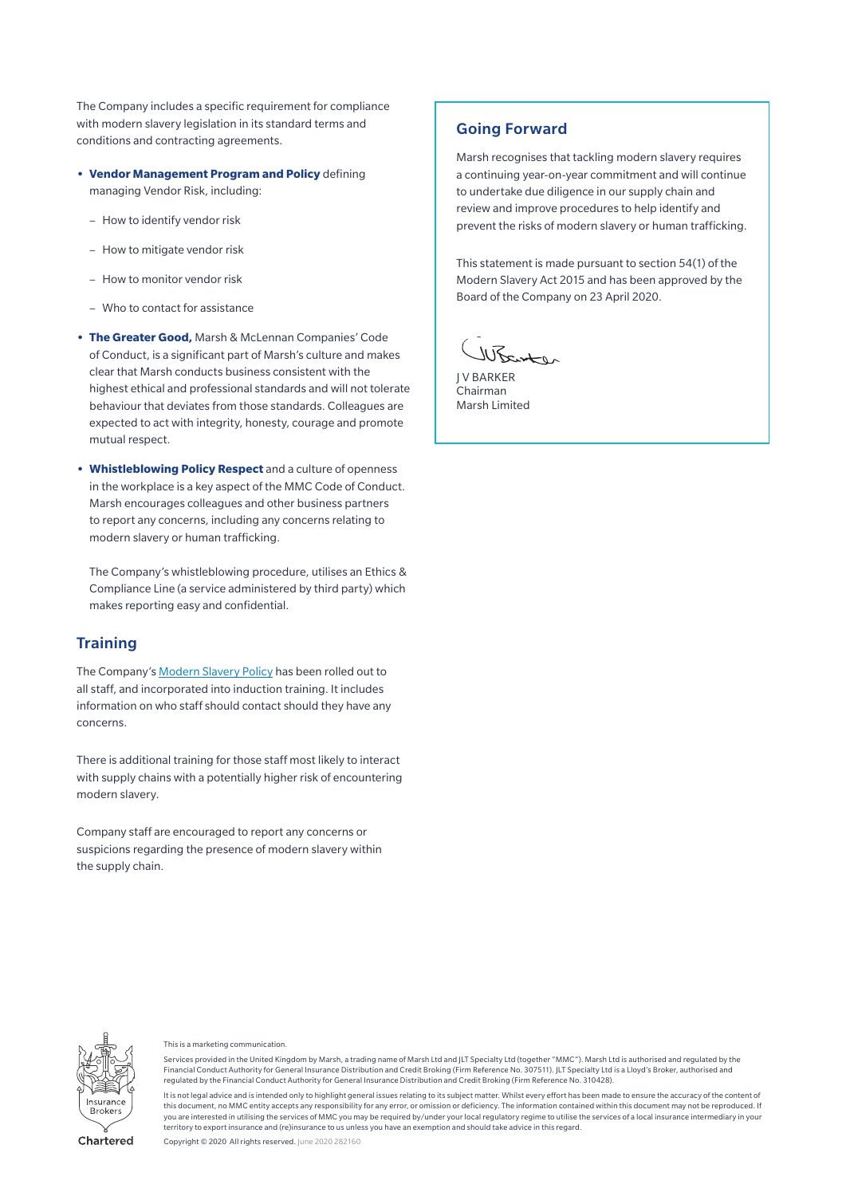The Company includes a specific requirement for compliance with modern slavery legislation in its standard terms and conditions and contracting agreements.

- **Vendor Management Program and Policy** defining managing Vendor Risk, including:
  - How to identify vendor risk
  - How to mitigate vendor risk
  - How to monitor vendor risk
  - Who to contact for assistance
- **The Greater Good,** Marsh & McLennan Companies' Code of Conduct, is a significant part of Marsh's culture and makes clear that Marsh conducts business consistent with the highest ethical and professional standards and will not tolerate behaviour that deviates from those standards. Colleagues are expected to act with integrity, honesty, courage and promote mutual respect.
- **Whistleblowing Policy Respect** and a culture of openness in the workplace is a key aspect of the MMC Code of Conduct. Marsh encourages colleagues and other business partners to report any concerns, including any concerns relating to modern slavery or human trafficking.

  The Company's whistleblowing procedure, utilises an Ethics & Compliance Line (a service administered by third party) which makes reporting easy and confidential.

## Training

The Company's Modern Slavery Policy has been rolled out to all staff, and incorporated into induction training. It includes information on who staff should contact should they have any concerns.

There is additional training for those staff most likely to interact with supply chains with a potentially higher risk of encountering modern slavery.

Company staff are encouraged to report any concerns or suspicions regarding the presence of modern slavery within the supply chain.

## Going Forward

Marsh recognises that tackling modern slavery requires a continuing year-on-year commitment and will continue to undertake due diligence in our supply chain and review and improve procedures to help identify and prevent the risks of modern slavery or human trafficking.

This statement is made pursuant to section 54(1) of the Modern Slavery Act 2015 and has been approved by the Board of the Company on 23 April 2020.

J V BARKER
Chairman
Marsh Limited

Insurance Brokers
Chartered

This is a marketing communication.

Services provided in the United Kingdom by Marsh, a trading name of Marsh Ltd and JLT Specialty Ltd (together "MMC"). Marsh Ltd is authorised and regulated by the Financial Conduct Authority for General Insurance Distribution and Credit Broking (Firm Reference No. 307511). JLT Specialty Ltd is a Lloyd's Broker, authorised and regulated by the Financial Conduct Authority for General Insurance Distribution and Credit Broking (Firm Reference No. 310428).

It is not legal advice and is intended only to highlight general issues relating to its subject matter. Whilst every effort has been made to ensure the accuracy of the content of this document, no MMC entity accepts any responsibility for any error, or omission or deficiency. The information contained within this document may not be reproduced. If you are interested in utilising the services of MMC you may be required by/under your local regulatory regime to utilise the services of a local insurance intermediary in your territory to export insurance and (re)insurance to us unless you have an exemption and should take advice in this regard.

Copyright © 2020 All rights reserved. June 2020 282160